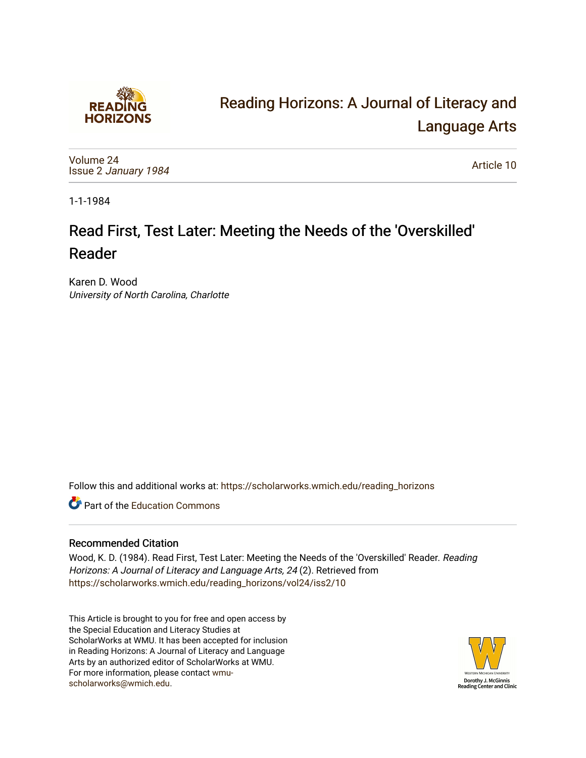# Reading Horizons: A Journal of Literacy and Language Arts

Volume 24
Issue 2 *January 1984*

Article 10

1-1-1984

# Read First, Test Later: Meeting the Needs of the 'Overskilled' Reader

Karen D. Wood
*University of North Carolina, Charlotte*

Follow this and additional works at: https://scholarworks.wmich.edu/reading_horizons

Part of the Education Commons

## Recommended Citation

Wood, K. D. (1984). Read First, Test Later: Meeting the Needs of the 'Overskilled' Reader. *Reading Horizons: A Journal of Literacy and Language Arts, 24* (2). Retrieved from https://scholarworks.wmich.edu/reading_horizons/vol24/iss2/10

This Article is brought to you for free and open access by the Special Education and Literacy Studies at ScholarWorks at WMU. It has been accepted for inclusion in Reading Horizons: A Journal of Literacy and Language Arts by an authorized editor of ScholarWorks at WMU. For more information, please contact wmu-scholarworks@wmich.edu.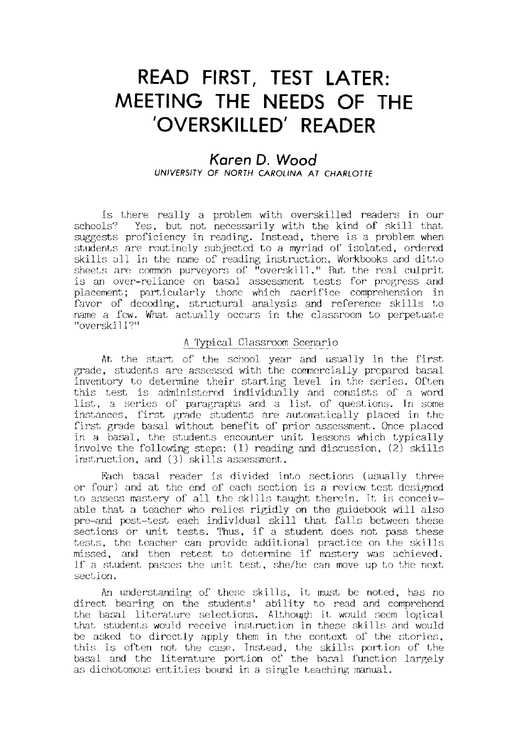# READ FIRST, TEST LATER: MEETING THE NEEDS OF THE 'OVERSKILLED' READER

### *Karen D. Wood*

UNIVERSITY OF NORTH CAROLINA AT CHARLOTTE

Is there really a problem with overskilled readers in our schools? Yes, but not necessarily with the kind of skill that suggests proficiency in reading. Instead, there is a problem when students are routinely subjected to a myriad of isolated, ordered skills all in the name of reading instruction. Workbooks and ditto sheets are common purveyors of "overskill." But the real culprit is an over-reliance on basal assessment tests for progress and placement; particularly those which sacrifice comprehension in favor of decoding, structural analysis and reference skills to name a few. What actually occurs in the classroom to perpetuate "overskill?"

## A Typical Classroom Scenario

At the start of the school year and usually in the first grade, students are assessed with the commercially prepared basal inventory to determine their starting level in the series. Often this test is administered individually and consists of a word list, a series of paragraphs and a list of questions. In some instances, first grade students are automatically placed in the first grade basal without benefit of prior assessment. Once placed in a basal, the students encounter unit lessons which typically involve the following steps: (1) reading and discussion, (2) skills instruction, and (3) skills assessment.

Each basal reader is divided into sections (usually three or four) and at the end of each section is a review test designed to assess mastery of all the skills taught therein. It is conceivable that a teacher who relies rigidly on the guidebook will also pre-and post-test each individual skill that falls between these sections or unit tests. Thus, if a student does not pass these tests, the teacher can provide additional practice on the skills missed, and then retest to determine if mastery was achieved. If a student passes the unit test, she/he can move up to the next section.

An understanding of these skills, it must be noted, has no direct bearing on the students' ability to read and comprehend the basal literature selections. Although it would seem logical that students would receive instruction in these skills and would be asked to directly apply them in the context of the stories, this is often not the case. Instead, the skills portion of the basal and the literature portion of the basal function largely as dichotomous entities bound in a single teaching manual.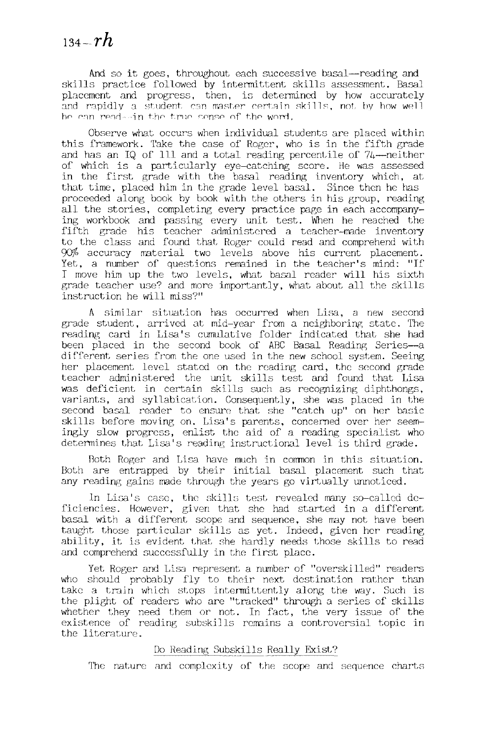And so it goes, throughout each successive basal—reading and skills practice followed by intermittent skills assessment. Basal placement and progress, then, is determined by how accurately and rapidly a student can master certain skills, not by how well he can read—in the true sense of the word.

Observe what occurs when individual students are placed within this framework. Take the case of Roger, who is in the fifth grade and has an IQ of 111 and a total reading percentile of 74—neither of which is a particularly eye-catching score. He was assessed in the first grade with the basal reading inventory which, at that time, placed him in the grade level basal. Since then he has proceeded along book by book with the others in his group, reading all the stories, completing every practice page in each accompanying workbook and passing every unit test. When he reached the fifth grade his teacher administered a teacher-made inventory to the class and found that Roger could read and comprehend with 90% accuracy material two levels above his current placement. Yet, a number of questions remained in the teacher's mind: "If I move him up the two levels, what basal reader will his sixth grade teacher use? and more importantly, what about all the skills instruction he will miss?"

A similar situation has occurred when Lisa, a new second grade student, arrived at mid-year from a neighboring state. The reading card in Lisa's cumulative folder indicated that she had been placed in the second book of ABC Basal Reading Series—a different series from the one used in the new school system. Seeing her placement level stated on the reading card, the second grade teacher administered the unit skills test and found that Lisa was deficient in certain skills such as recognizing diphthongs, variants, and syllabication. Consequently, she was placed in the second basal reader to ensure that she "catch up" on her basic skills before moving on. Lisa's parents, concerned over her seemingly slow progress, enlist the aid of a reading specialist who determines that Lisa's reading instructional level is third grade.

Both Roger and Lisa have much in common in this situation. Both are entrapped by their initial basal placement such that any reading gains made through the years go virtually unnoticed.

In Lisa's case, the skills test revealed many so-called deficiencies. However, given that she had started in a different basal with a different scope and sequence, she may not have been taught those particular skills as yet. Indeed, given her reading ability, it is evident that she hardly needs those skills to read and comprehend successfully in the first place.

Yet Roger and Lisa represent a number of "overskilled" readers who should probably fly to their next destination rather than take a train which stops intermittently along the way. Such is the plight of readers who are "tracked" through a series of skills whether they need them or not. In fact, the very issue of the existence of reading subskills remains a controversial topic in the literature.

## Do Reading Subskills Really Exist?

The nature and complexity of the scope and sequence charts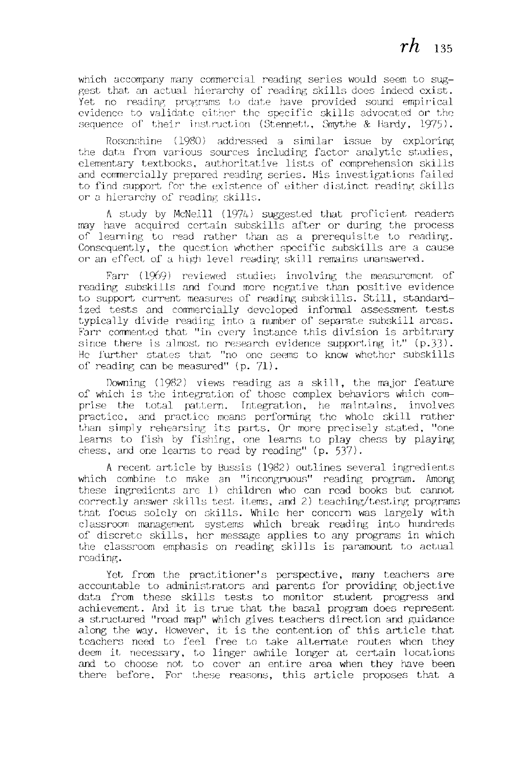which accompany many commercial reading series would seem to suggest that an actual hierarchy of reading skills does indeed exist. Yet no reading programs to date have provided sound empirical evidence to validate either the specific skills advocated or the sequence of their instruction (Stennett, Smythe & Hardy, 1975).

Rosenshine (1980) addressed a similar issue by exploring the data from various sources including factor analytic studies, elementary textbooks, authoritative lists of comprehension skills and commercially prepared reading series. His investigations failed to find support for the existence of either distinct reading skills or a hierarchy of reading skills.

A study by McNeill (1974) suggested that proficient readers may have acquired certain subskills after or during the process of learning to read rather than as a prerequisite to reading. Consequently, the question whether specific subskills are a cause or an effect of a high level reading skill remains unanswered.

Farr (1969) reviewed studies involving the measurement of reading subskills and found more negative than positive evidence to support current measures of reading subskills. Still, standardized tests and commercially developed informal assessment tests typically divide reading into a number of separate subskill areas. Farr commented that "in every instance this division is arbitrary since there is almost no research evidence supporting it" (p.33). He further states that "no one seems to know whether subskills of reading can be measured" (p. 71).

Downing (1982) views reading as a skill, the major feature of which is the integration of those complex behaviors which comprise the total pattern. Integration, he maintains, involves practice, and practice means performing the whole skill rather than simply rehearsing its parts. Or more precisely stated, "one learns to fish by fishing, one learns to play chess by playing chess, and one learns to read by reading" (p. 537).

A recent article by Bussis (1982) outlines several ingredients which combine to make an "incongruous" reading program. Among these ingredients are 1) children who can read books but cannot correctly answer skills test items, and 2) teaching/testing programs that focus solely on skills. While her concern was largely with classroom management systems which break reading into hundreds of discrete skills, her message applies to any programs in which the classroom emphasis on reading skills is paramount to actual reading.

Yet from the practitioner's perspective, many teachers are accountable to administrators and parents for providing objective data from these skills tests to monitor student progress and achievement. And it is true that the basal program does represent a structured "road map" which gives teachers direction and guidance along the way. However, it is the contention of this article that teachers need to feel free to take alternate routes when they deem it necessary, to linger awhile longer at certain locations and to choose not to cover an entire area when they have been there before. For these reasons, this article proposes that a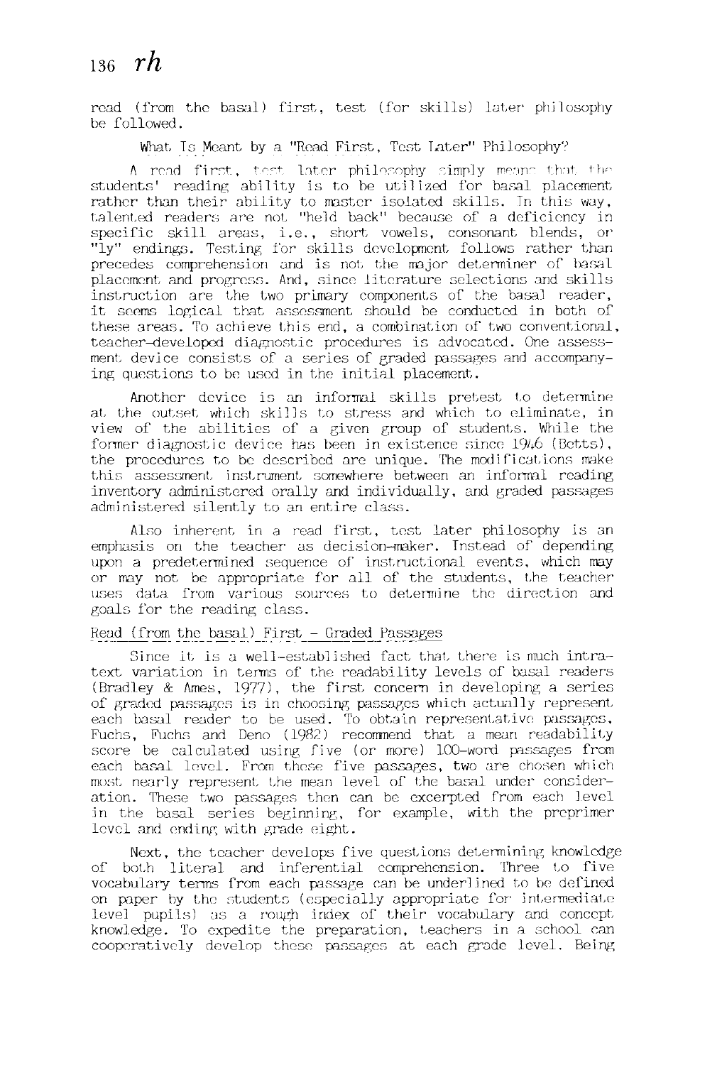read (from the basal) first, test (for skills) later philosophy be followed.

### What Is Meant by a "Read First, Test Later" Philosophy?

A read first, test later philosophy simply means that the students' reading ability is to be utilized for basal placement rather than their ability to master isolated skills. In this way, talented readers are not "held back" because of a deficiency in specific skill areas, i.e., short vowels, consonant blends, or "ly" endings. Testing for skills development follows rather than precedes comprehension and is not the major determiner of basal placement and progress. And, since literature selections and skills instruction are the two primary components of the basal reader, it seems logical that assessment should be conducted in both of these areas. To achieve this end, a combination of two conventional, teacher-developed diagnostic procedures is advocated. One assessment device consists of a series of graded passages and accompanying questions to be used in the initial placement.

Another device is an informal skills pretest to determine at the outset which skills to stress and which to eliminate, in view of the abilities of a given group of students. While the former diagnostic device has been in existence since 1946 (Betts), the procedures to be described are unique. The modifications make this assessment instrument somewhere between an informal reading inventory administered orally and individually, and graded passages administered silently to an entire class.

Also inherent in a read first, test later philosophy is an emphasis on the teacher as decision-maker. Instead of depending upon a predetermined sequence of instructional events, which may or may not be appropriate for all of the students, the teacher uses data from various sources to determine the direction and goals for the reading class.

### Read (from the basal) First - Graded Passages

Since it is a well-established fact that there is much intra-text variation in terms of the readability levels of basal readers (Bradley & Ames, 1977), the first concern in developing a series of graded passages is in choosing passages which actually represent each basal reader to be used. To obtain representative passages, Fuchs, Fuchs and Deno (1982) recommend that a mean readability score be calculated using five (or more) 100-word passages from each basal level. From these five passages, two are chosen which most nearly represent the mean level of the basal under consideration. These two passages then can be excerpted from each level in the basal series beginning, for example, with the preprimer level and ending with grade eight.

Next, the teacher develops five questions determining knowledge of both literal and inferential comprehension. Three to five vocabulary terms from each passage can be underlined to be defined on paper by the students (especially appropriate for intermediate level pupils) as a rough index of their vocabulary and concept knowledge. To expedite the preparation, teachers in a school can cooperatively develop these passages at each grade level. Being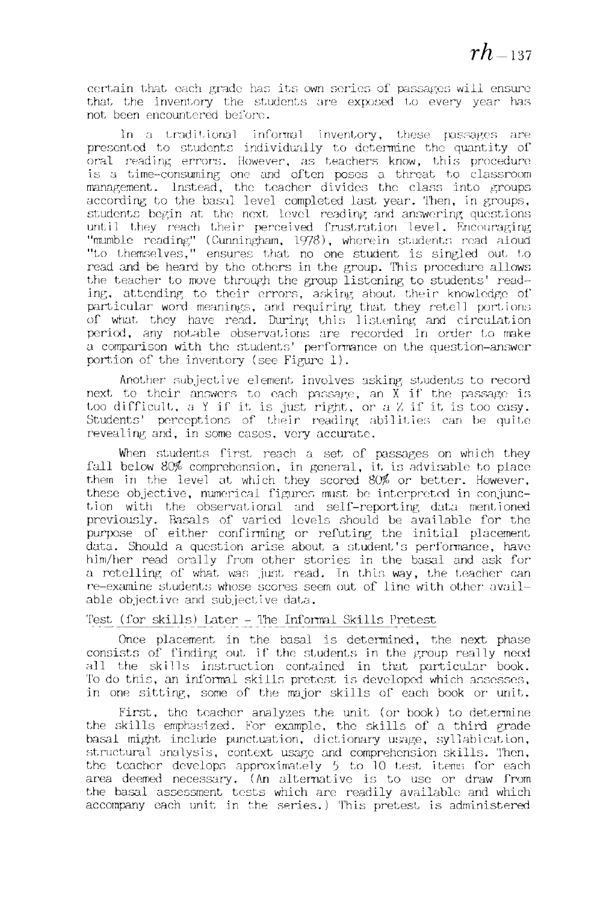certain that each grade has its own series of passages will ensure that the inventory the students are exposed to every year has not been encountered before.

In a traditional informal inventory, these passages are presented to students individually to determine the quantity of oral reading errors. However, as teachers know, this procedure is a time-consuming one and often poses a threat to classroom management. Instead, the teacher divides the class into groups according to the basal level completed last year. Then, in groups, students begin at the next level reading and answering questions until they reach their perceived frustration level. Encouraging "mumble reading" (Cunningham, 1978), wherein students read aloud "to themselves," ensures that no one student is singled out to read and be heard by the others in the group. This procedure allows the teacher to move through the group listening to students' reading, attending to their errors, asking about their knowledge of particular word meanings, and requiring that they retell portions of what they have read. During this listening and circulation period, any notable observations are recorded in order to make a comparison with the students' performance on the question-answer portion of the inventory (see Figure 1).

Another subjective element involves asking students to record next to their answers to each passage, an X if the passage is too difficult, a Y if it is just right, or a Z if it is too easy. Students' perceptions of their reading abilities can be quite revealing and, in some cases, very accurate.

When students first reach a set of passages on which they fall below 80% comprehension, in general, it is advisable to place them in the level at which they scored 80% or better. However, these objective, numerical figures must be interpreted in conjunction with the observational and self-reporting data mentioned previously. Basals of varied levels should be available for the purpose of either confirming or refuting the initial placement data. Should a question arise about a student's performance, have him/her read orally from other stories in the basal and ask for a retelling of what was just read. In this way, the teacher can re-examine students whose scores seem out of line with other available objective and subjective data.

## Test (for skills) Later - The Informal Skills Pretest

Once placement in the basal is determined, the next phase consists of finding out if the students in the group really need all the skills instruction contained in that particular book. To do this, an informal skills pretest is developed which assesses, in one sitting, some of the major skills of each book or unit.

First, the teacher analyzes the unit (or book) to determine the skills emphasized. For example, the skills of a third grade basal might include punctuation, dictionary usage, syllabication, structural analysis, context usage and comprehension skills. Then, the teacher develops approximately 5 to 10 test items for each area deemed necessary. (An alternative is to use or draw from the basal assessment tests which are readily available and which accompany each unit in the series.) This pretest is administered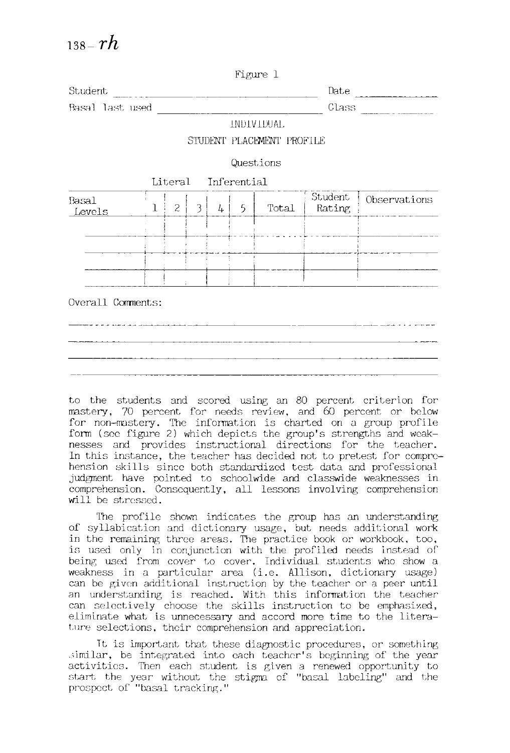Figure 1

Student ______________________________ Date ______________

Basal last used ______________________________ Class ______________

INDIVIDUAL

STUDENT PLACEMENT PROFILE

Questions

| Basal Levels | Literal 1 | 2 | 3 | Inferential 4 | 5 | Total | Student Rating | Observations |
|---|---|---|---|---|---|---|---|---|
| | | | | | | | | |
| | | | | | | | | |
| | | | | | | | | |
| | | | | | | | | |

Overall Comments:

______________________________________________________________

______________________________________________________________

______________________________________________________________

______________________________________________________________

to the students and scored using an 80 percent criterion for mastery, 70 percent for needs review, and 60 percent or below for non-mastery. The information is charted on a group profile form (see figure 2) which depicts the group's strengths and weaknesses and provides instructional directions for the teacher. In this instance, the teacher has decided not to pretest for comprehension skills since both standardized test data and professional judgment have pointed to schoolwide and classwide weaknesses in comprehension. Consequently, all lessons involving comprehension will be stressed.

The profile shown indicates the group has an understanding of syllabication and dictionary usage, but needs additional work in the remaining three areas. The practice book or workbook, too, is used only in conjunction with the profiled needs instead of being used from cover to cover. Individual students who show a weakness in a particular area (i.e. Allison, dictionary usage) can be given additional instruction by the teacher or a peer until an understanding is reached. With this information the teacher can selectively choose the skills instruction to be emphasized, eliminate what is unnecessary and accord more time to the literature selections, their comprehension and appreciation.

It is important that these diagnostic procedures, or something similar, be integrated into each teacher's beginning of the year activities. Then each student is given a renewed opportunity to start the year without the stigma of "basal labeling" and the prospect of "basal tracking."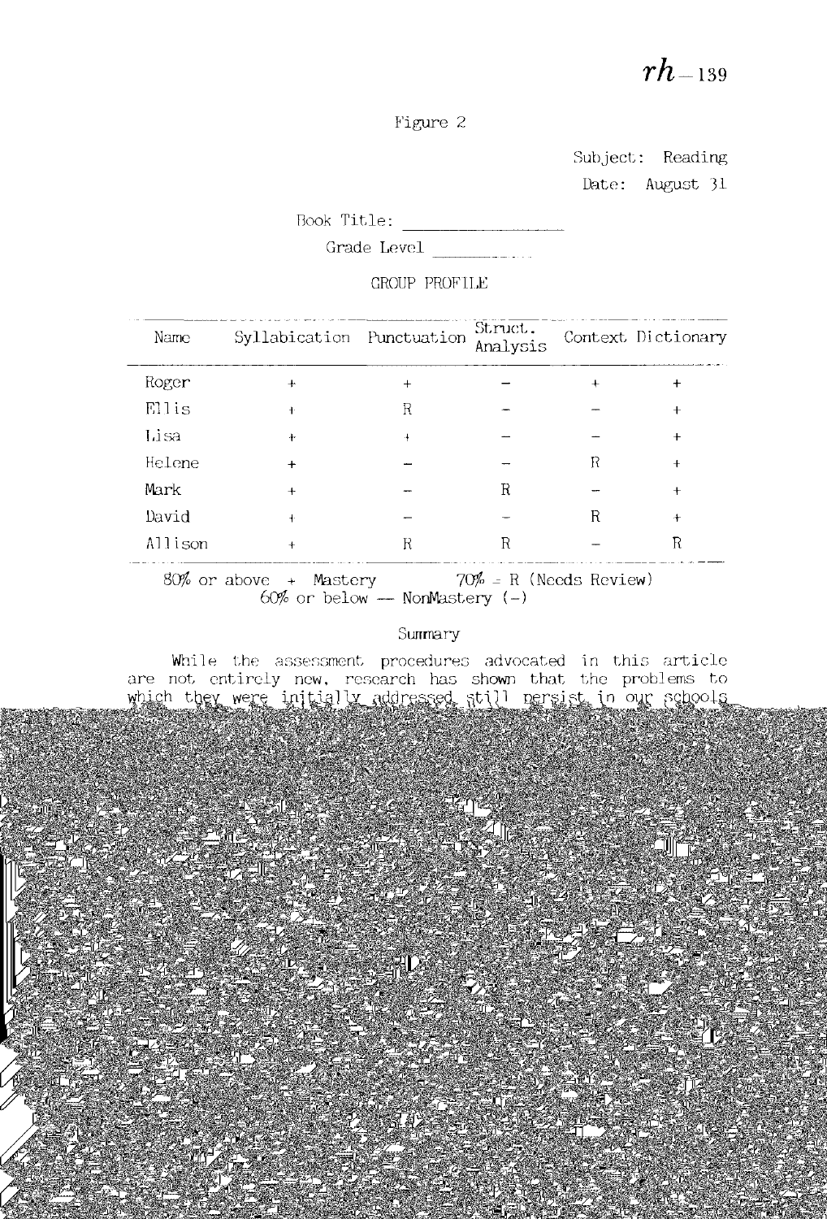Figure 2

Subject: Reading

Date: August 31

Book Title: ________________

Grade Level ____________

GROUP PROFILE

| Name | Syllabication | Punctuation | Struct. Analysis | Context | Dictionary |
|---|---|---|---|---|---|
| Roger | + | + | – | + | + |
| Ellis | + | R | – | – | + |
| Lisa | + | + | – | – | + |
| Helene | + | – | – | R | + |
| Mark | + | – | R | – | + |
| David | + | – | – | R | + |
| Allison | + | R | R | – | R |

80% or above + Mastery   70% = R (Needs Review)
60% or below — NonMastery (–)

## Summary

While the assessment procedures advocated in this article are not entirely new, research has shown that the problems to which they were initially addressed still persist in our schools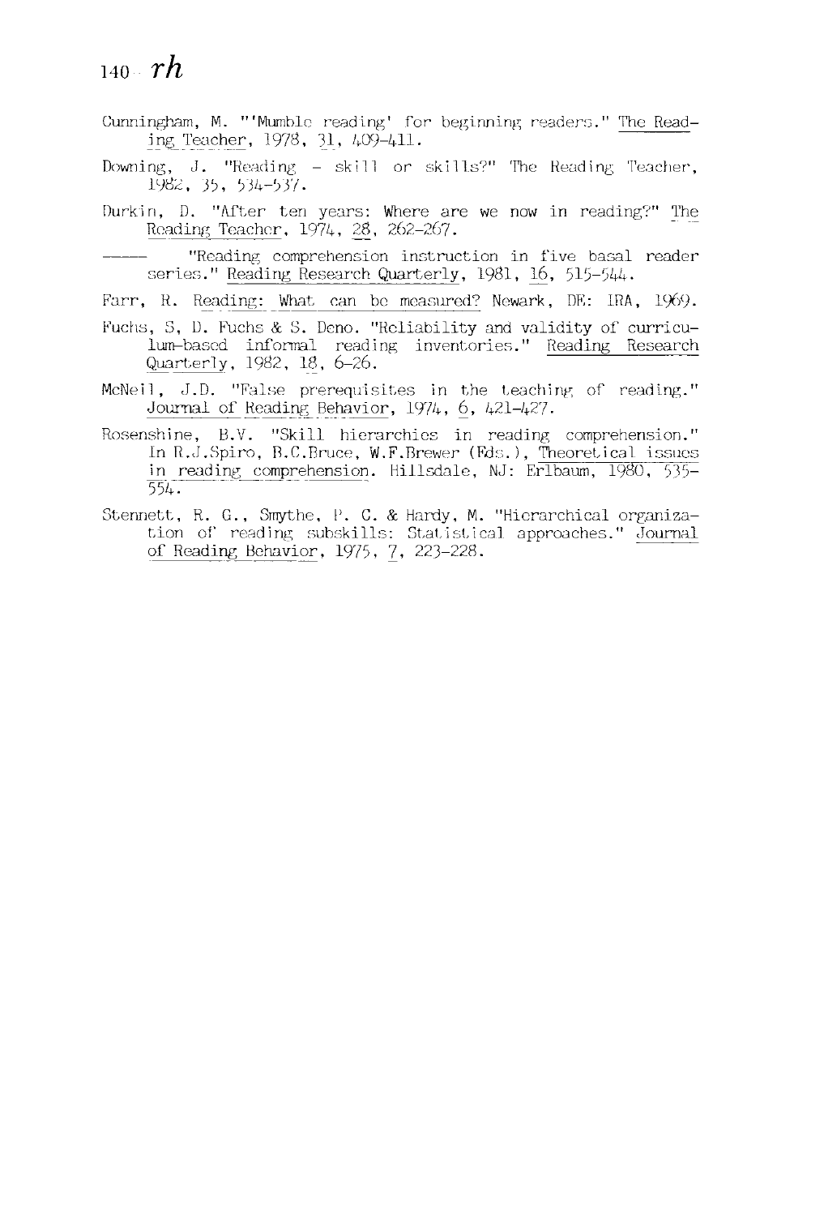Cunningham, M. "'Mumble reading' for beginning readers." The Reading Teacher, 1978, 31, 409-411.

Downing, J. "Reading - skill or skills?" The Reading Teacher, 1982, 35, 534-537.

Durkin, D. "After ten years: Where are we now in reading?" The Reading Teacher, 1974, 28, 262-267.

—— "Reading comprehension instruction in five basal reader series." Reading Research Quarterly, 1981, 16, 515-544.

Farr, R. Reading: What can be measured? Newark, DE: IRA, 1969.

Fuchs, S, D. Fuchs & S. Deno. "Reliability and validity of curriculum-based informal reading inventories." Reading Research Quarterly, 1982, 18, 6-26.

McNeil, J.D. "False prerequisites in the teaching of reading." Journal of Reading Behavior, 1974, 6, 421-427.

Rosenshine, B.V. "Skill hierarchies in reading comprehension." In R.J.Spiro, B.C.Bruce, W.F.Brewer (Eds.), Theoretical issues in reading comprehension. Hillsdale, NJ: Erlbaum, 1980, 535-554.

Stennett, R. G., Smythe, P. C. & Hardy, M. "Hierarchical organization of reading subskills: Statistical approaches." Journal of Reading Behavior, 1975, 7, 223-228.